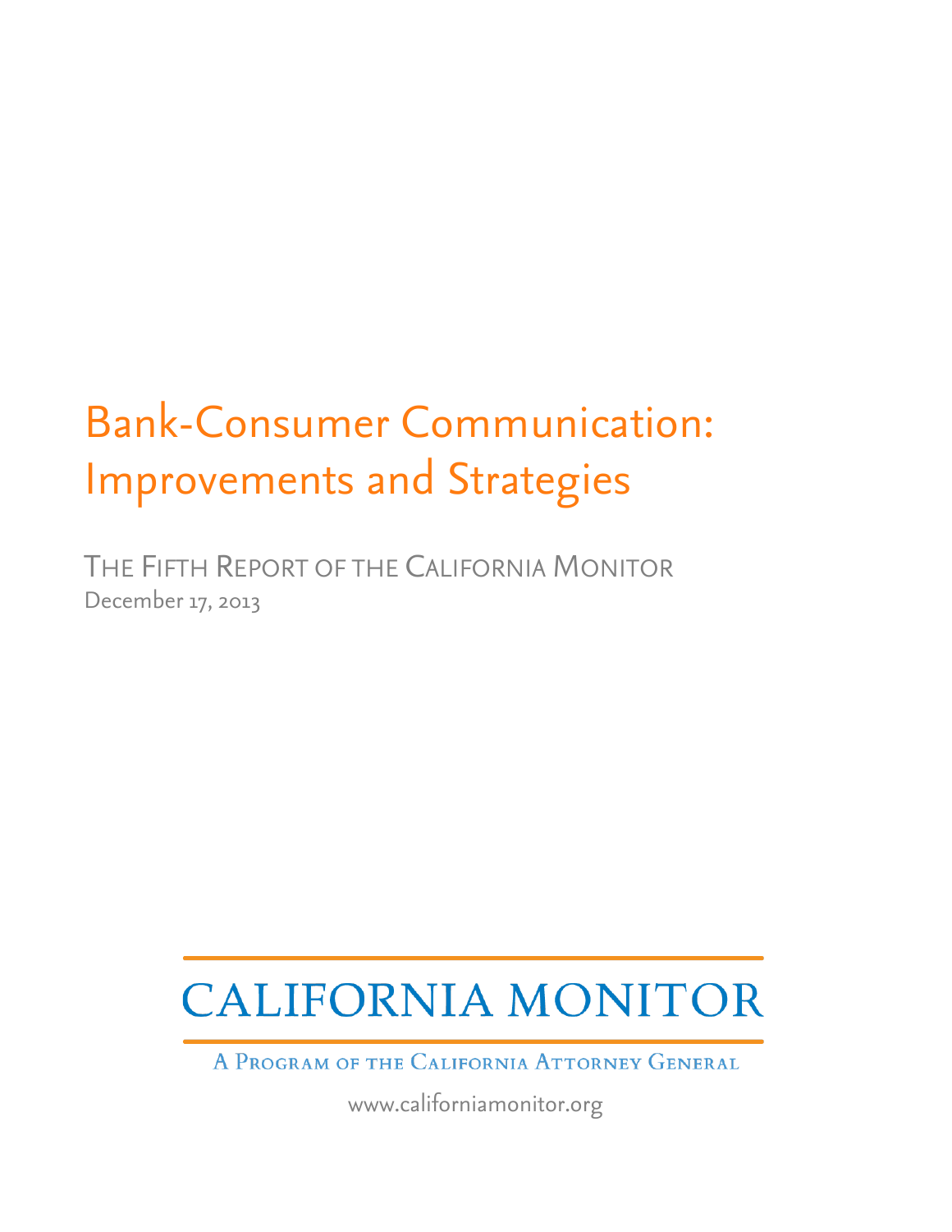# Bank-Consumer Communication: Improvements and Strategies

THE FIFTH REPORT OF THE CALIFORNIA MONITOR

December 17, 2013

CALIFORNIA MONITOR

A PROGRAM OF THE CALIFORNIA ATTORNEY GENERAL

www.californiamonitor.org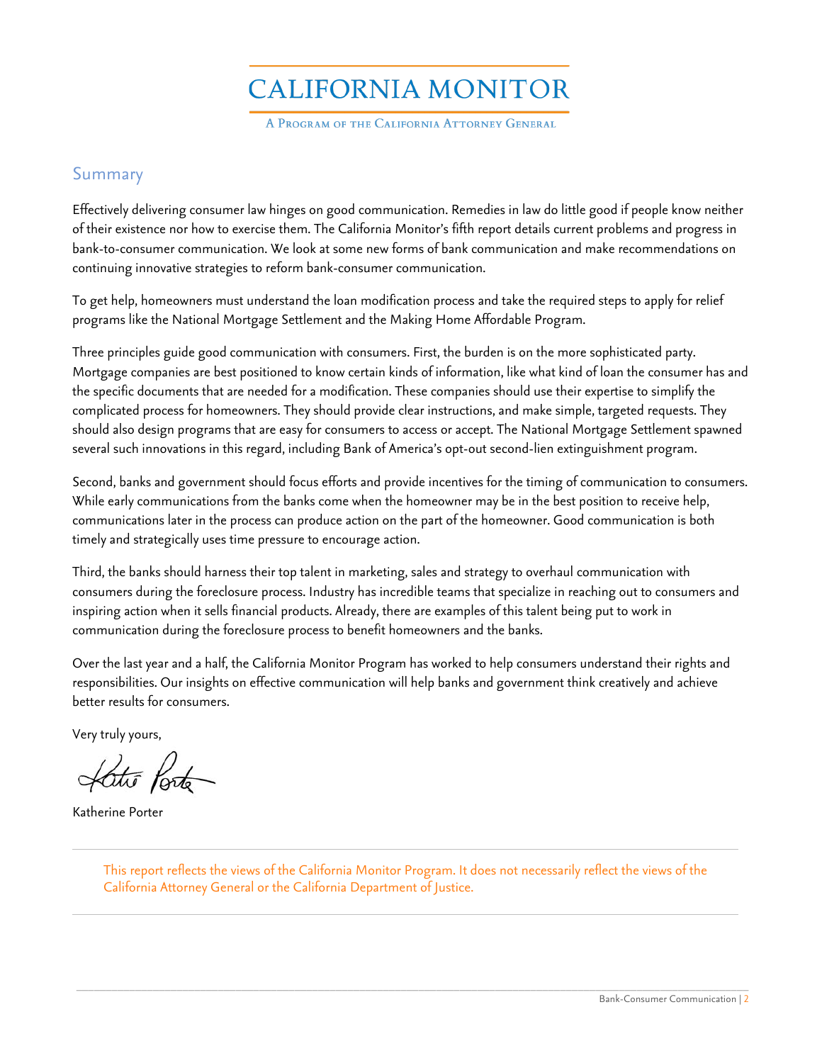# CALIFORNIA MONITOR

A Program of the California Attorney General

## Summary

Effectively delivering consumer law hinges on good communication. Remedies in law do little good if people know neither of their existence nor how to exercise them. The California Monitor's fifth report details current problems and progress in bank-to-consumer communication. We look at some new forms of bank communication and make recommendations on continuing innovative strategies to reform bank-consumer communication.

To get help, homeowners must understand the loan modification process and take the required steps to apply for relief programs like the National Mortgage Settlement and the Making Home Affordable Program.

Three principles guide good communication with consumers. First, the burden is on the more sophisticated party. Mortgage companies are best positioned to know certain kinds of information, like what kind of loan the consumer has and the specific documents that are needed for a modification. These companies should use their expertise to simplify the complicated process for homeowners. They should provide clear instructions, and make simple, targeted requests. They should also design programs that are easy for consumers to access or accept. The National Mortgage Settlement spawned several such innovations in this regard, including Bank of America's opt-out second-lien extinguishment program.

Second, banks and government should focus efforts and provide incentives for the timing of communication to consumers. While early communications from the banks come when the homeowner may be in the best position to receive help, communications later in the process can produce action on the part of the homeowner. Good communication is both timely and strategically uses time pressure to encourage action.

Third, the banks should harness their top talent in marketing, sales and strategy to overhaul communication with consumers during the foreclosure process. Industry has incredible teams that specialize in reaching out to consumers and inspiring action when it sells financial products. Already, there are examples of this talent being put to work in communication during the foreclosure process to benefit homeowners and the banks.

Over the last year and a half, the California Monitor Program has worked to help consumers understand their rights and responsibilities. Our insights on effective communication will help banks and government think creatively and achieve better results for consumers.

Very truly yours,

Katherine Porter

This report reflects the views of the California Monitor Program. It does not necessarily reflect the views of the California Attorney General or the California Department of Justice.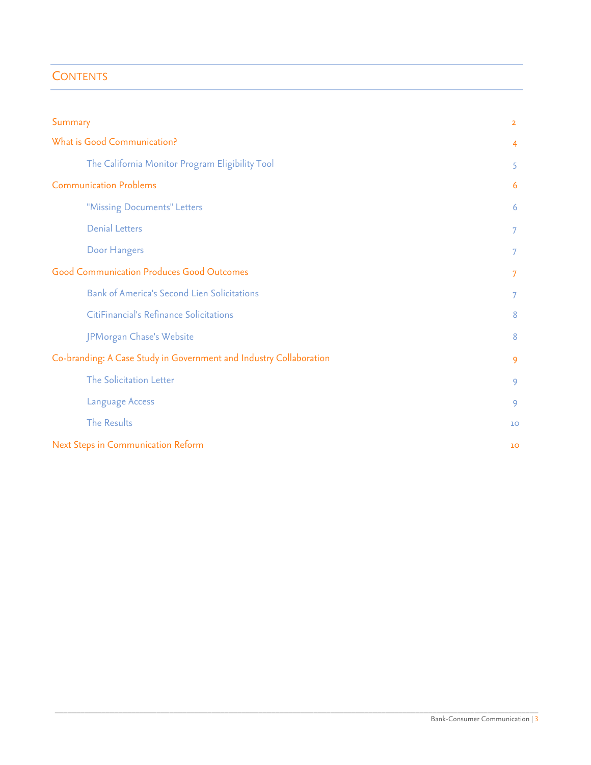## Contents

| | |
|---|---|
| Summary | 2 |
| What is Good Communication? | 4 |
| The California Monitor Program Eligibility Tool | 5 |
| Communication Problems | 6 |
| "Missing Documents" Letters | 6 |
| Denial Letters | 7 |
| Door Hangers | 7 |
| Good Communication Produces Good Outcomes | 7 |
| Bank of America's Second Lien Solicitations | 7 |
| CitiFinancial's Refinance Solicitations | 8 |
| JPMorgan Chase's Website | 8 |
| Co-branding: A Case Study in Government and Industry Collaboration | 9 |
| The Solicitation Letter | 9 |
| Language Access | 9 |
| The Results | 10 |
| Next Steps in Communication Reform | 10 |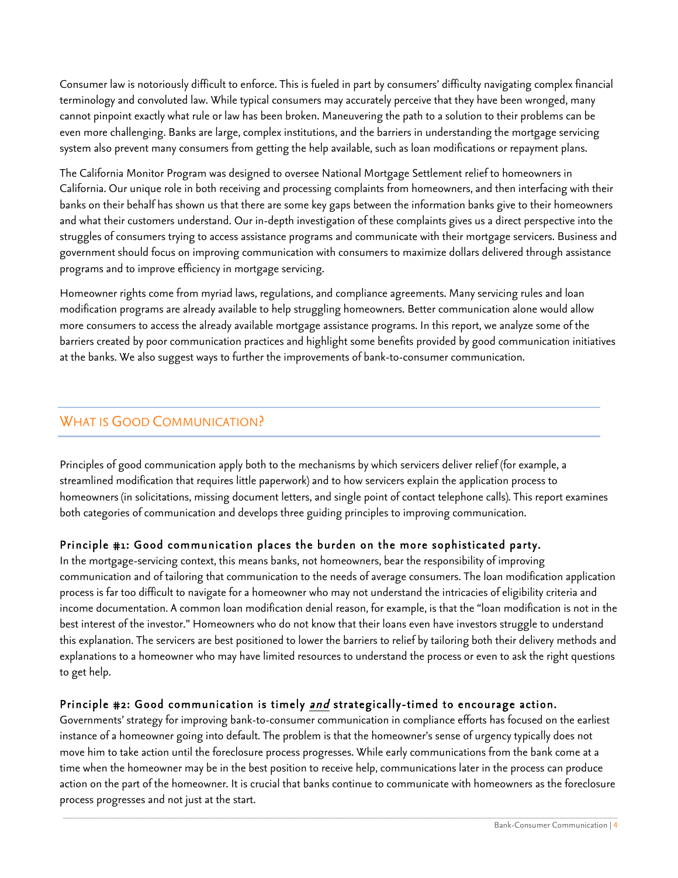Consumer law is notoriously difficult to enforce. This is fueled in part by consumers' difficulty navigating complex financial terminology and convoluted law. While typical consumers may accurately perceive that they have been wronged, many cannot pinpoint exactly what rule or law has been broken. Maneuvering the path to a solution to their problems can be even more challenging. Banks are large, complex institutions, and the barriers in understanding the mortgage servicing system also prevent many consumers from getting the help available, such as loan modifications or repayment plans.

The California Monitor Program was designed to oversee National Mortgage Settlement relief to homeowners in California. Our unique role in both receiving and processing complaints from homeowners, and then interfacing with their banks on their behalf has shown us that there are some key gaps between the information banks give to their homeowners and what their customers understand. Our in-depth investigation of these complaints gives us a direct perspective into the struggles of consumers trying to access assistance programs and communicate with their mortgage servicers. Business and government should focus on improving communication with consumers to maximize dollars delivered through assistance programs and to improve efficiency in mortgage servicing.

Homeowner rights come from myriad laws, regulations, and compliance agreements. Many servicing rules and loan modification programs are already available to help struggling homeowners. Better communication alone would allow more consumers to access the already available mortgage assistance programs. In this report, we analyze some of the barriers created by poor communication practices and highlight some benefits provided by good communication initiatives at the banks. We also suggest ways to further the improvements of bank-to-consumer communication.

## What is Good Communication?

Principles of good communication apply both to the mechanisms by which servicers deliver relief (for example, a streamlined modification that requires little paperwork) and to how servicers explain the application process to homeowners (in solicitations, missing document letters, and single point of contact telephone calls). This report examines both categories of communication and develops three guiding principles to improving communication.

### Principle #1: Good communication places the burden on the more sophisticated party.

In the mortgage-servicing context, this means banks, not homeowners, bear the responsibility of improving communication and of tailoring that communication to the needs of average consumers. The loan modification application process is far too difficult to navigate for a homeowner who may not understand the intricacies of eligibility criteria and income documentation. A common loan modification denial reason, for example, is that the "loan modification is not in the best interest of the investor." Homeowners who do not know that their loans even have investors struggle to understand this explanation. The servicers are best positioned to lower the barriers to relief by tailoring both their delivery methods and explanations to a homeowner who may have limited resources to understand the process or even to ask the right questions to get help.

### Principle #2: Good communication is timely *and* strategically-timed to encourage action.

Governments' strategy for improving bank-to-consumer communication in compliance efforts has focused on the earliest instance of a homeowner going into default. The problem is that the homeowner's sense of urgency typically does not move him to take action until the foreclosure process progresses. While early communications from the bank come at a time when the homeowner may be in the best position to receive help, communications later in the process can produce action on the part of the homeowner. It is crucial that banks continue to communicate with homeowners as the foreclosure process progresses and not just at the start.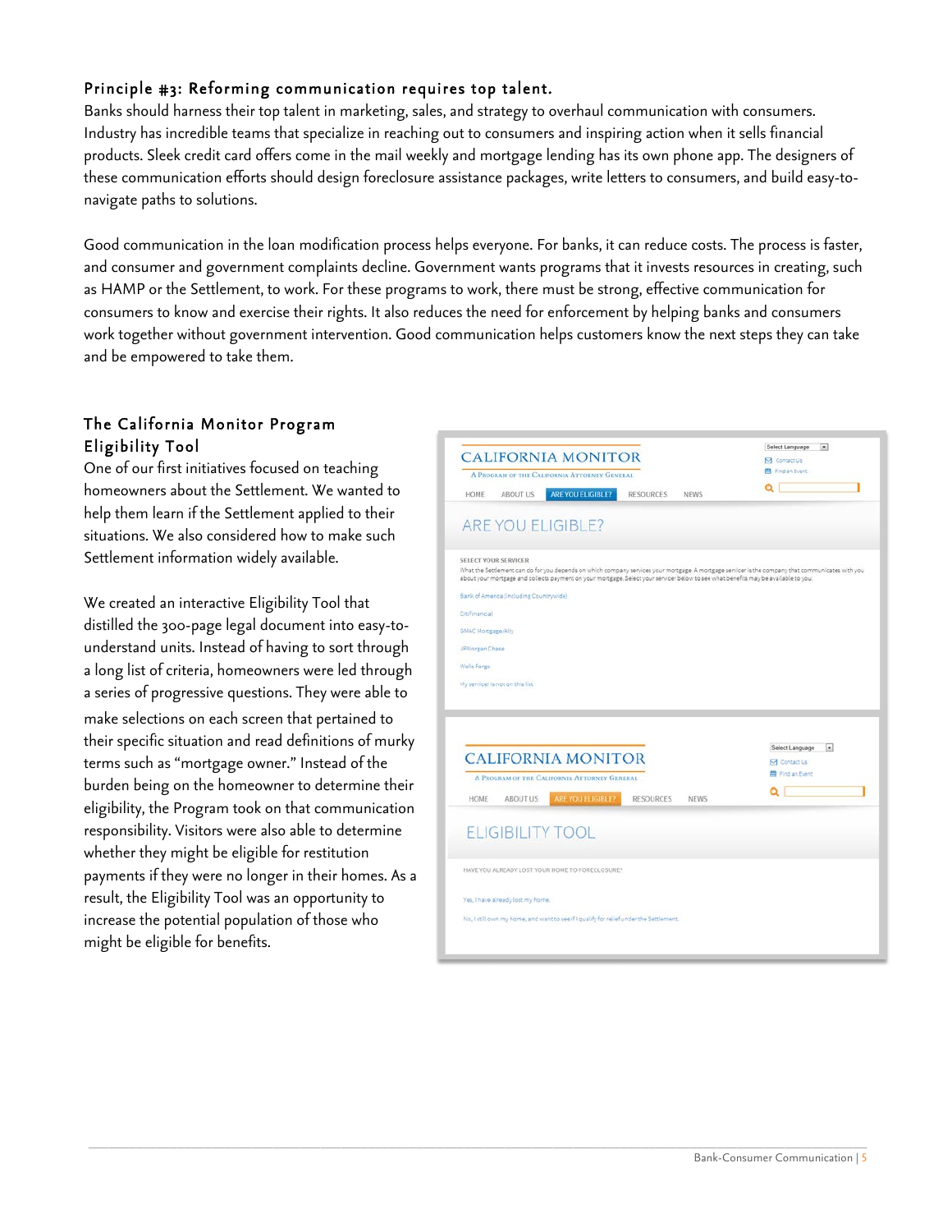### Principle #3: Reforming communication requires top talent.

Banks should harness their top talent in marketing, sales, and strategy to overhaul communication with consumers. Industry has incredible teams that specialize in reaching out to consumers and inspiring action when it sells financial products. Sleek credit card offers come in the mail weekly and mortgage lending has its own phone app. The designers of these communication efforts should design foreclosure assistance packages, write letters to consumers, and build easy-to-navigate paths to solutions.

Good communication in the loan modification process helps everyone. For banks, it can reduce costs. The process is faster, and consumer and government complaints decline. Government wants programs that it invests resources in creating, such as HAMP or the Settlement, to work. For these programs to work, there must be strong, effective communication for consumers to know and exercise their rights. It also reduces the need for enforcement by helping banks and consumers work together without government intervention. Good communication helps customers know the next steps they can take and be empowered to take them.

### The California Monitor Program Eligibility Tool

One of our first initiatives focused on teaching homeowners about the Settlement. We wanted to help them learn if the Settlement applied to their situations. We also considered how to make such Settlement information widely available.

We created an interactive Eligibility Tool that distilled the 300-page legal document into easy-to-understand units. Instead of having to sort through a long list of criteria, homeowners were led through a series of progressive questions. They were able to make selections on each screen that pertained to their specific situation and read definitions of murky terms such as "mortgage owner." Instead of the burden being on the homeowner to determine their eligibility, the Program took on that communication responsibility. Visitors were also able to determine whether they might be eligible for restitution payments if they were no longer in their homes. As a result, the Eligibility Tool was an opportunity to increase the potential population of those who might be eligible for benefits.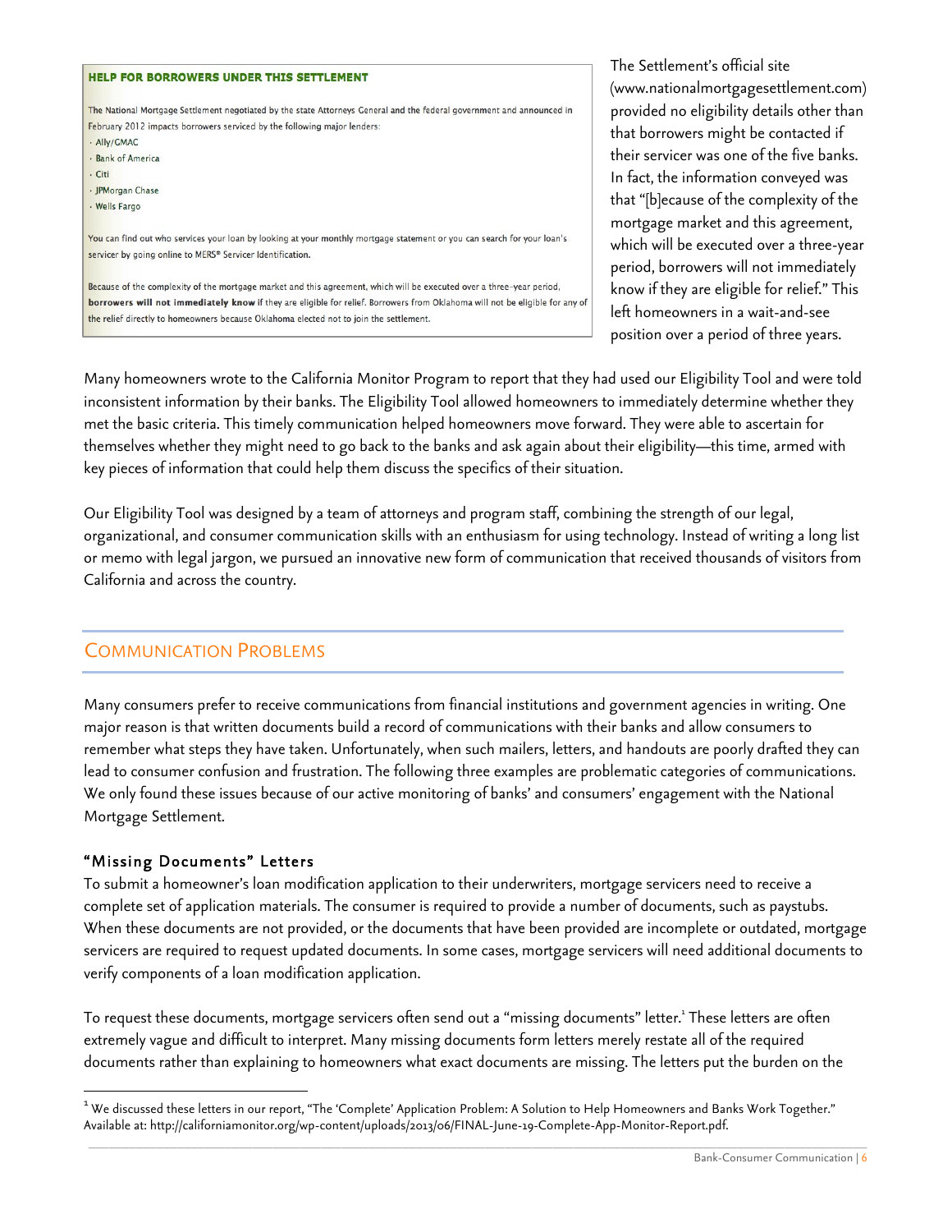> **HELP FOR BORROWERS UNDER THIS SETTLEMENT**
>
> The National Mortgage Settlement negotiated by the state Attorneys General and the federal government and announced in February 2012 impacts borrowers serviced by the following major lenders:
>
> · Ally/GMAC
> · Bank of America
> · Citi
> · JPMorgan Chase
> · Wells Fargo
>
> You can find out who services your loan by looking at your monthly mortgage statement or you can search for your loan's servicer by going online to MERS® Servicer Identification.
>
> Because of the complexity of the mortgage market and this agreement, which will be executed over a three-year period, **borrowers will not immediately know** if they are eligible for relief. Borrowers from Oklahoma will not be eligible for any of the relief directly to homeowners because Oklahoma elected not to join the settlement.

The Settlement's official site (www.nationalmortgagesettlement.com) provided no eligibility details other than that borrowers might be contacted if their servicer was one of the five banks. In fact, the information conveyed was that "[b]ecause of the complexity of the mortgage market and this agreement, which will be executed over a three-year period, borrowers will not immediately know if they are eligible for relief." This left homeowners in a wait-and-see position over a period of three years.

Many homeowners wrote to the California Monitor Program to report that they had used our Eligibility Tool and were told inconsistent information by their banks. The Eligibility Tool allowed homeowners to immediately determine whether they met the basic criteria. This timely communication helped homeowners move forward. They were able to ascertain for themselves whether they might need to go back to the banks and ask again about their eligibility—this time, armed with key pieces of information that could help them discuss the specifics of their situation.

Our Eligibility Tool was designed by a team of attorneys and program staff, combining the strength of our legal, organizational, and consumer communication skills with an enthusiasm for using technology. Instead of writing a long list or memo with legal jargon, we pursued an innovative new form of communication that received thousands of visitors from California and across the country.

## Communication Problems

Many consumers prefer to receive communications from financial institutions and government agencies in writing. One major reason is that written documents build a record of communications with their banks and allow consumers to remember what steps they have taken. Unfortunately, when such mailers, letters, and handouts are poorly drafted they can lead to consumer confusion and frustration. The following three examples are problematic categories of communications. We only found these issues because of our active monitoring of banks' and consumers' engagement with the National Mortgage Settlement.

### "Missing Documents" Letters

To submit a homeowner's loan modification application to their underwriters, mortgage servicers need to receive a complete set of application materials. The consumer is required to provide a number of documents, such as paystubs. When these documents are not provided, or the documents that have been provided are incomplete or outdated, mortgage servicers are required to request updated documents. In some cases, mortgage servicers will need additional documents to verify components of a loan modification application.

To request these documents, mortgage servicers often send out a "missing documents" letter.[1] These letters are often extremely vague and difficult to interpret. Many missing documents form letters merely restate all of the required documents rather than explaining to homeowners what exact documents are missing. The letters put the burden on the

[1] We discussed these letters in our report, "The 'Complete' Application Problem: A Solution to Help Homeowners and Banks Work Together." Available at: http://californiamonitor.org/wp-content/uploads/2013/06/FINAL-June-19-Complete-App-Monitor-Report.pdf.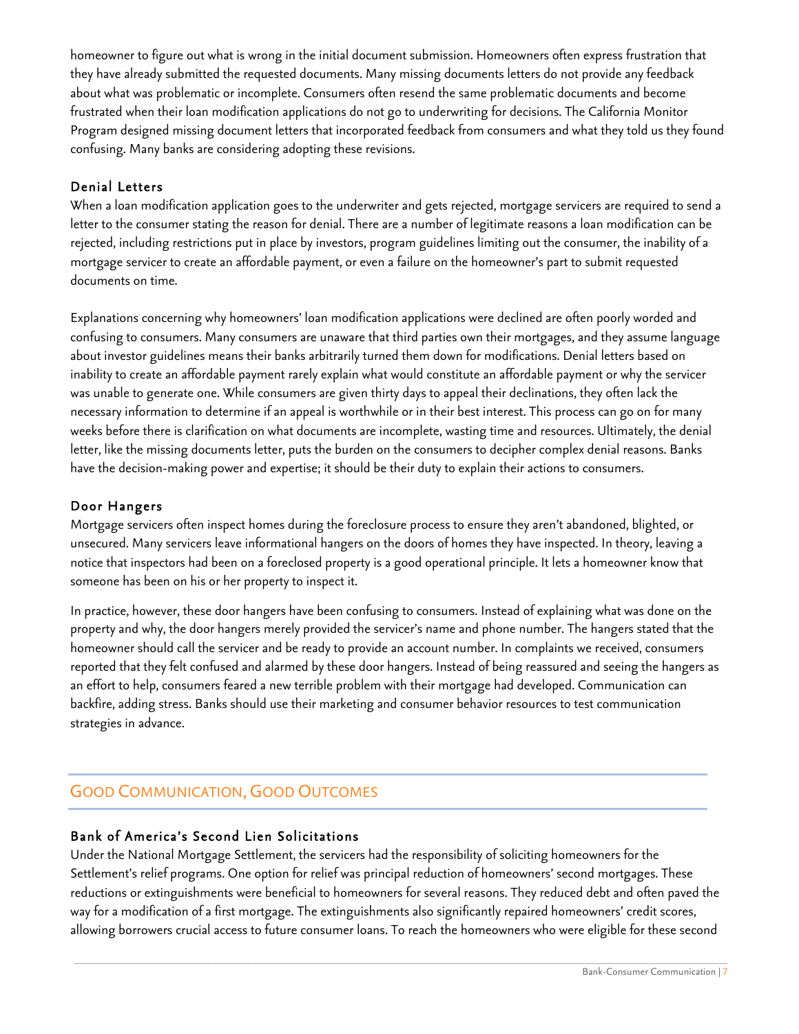homeowner to figure out what is wrong in the initial document submission. Homeowners often express frustration that they have already submitted the requested documents. Many missing documents letters do not provide any feedback about what was problematic or incomplete. Consumers often resend the same problematic documents and become frustrated when their loan modification applications do not go to underwriting for decisions. The California Monitor Program designed missing document letters that incorporated feedback from consumers and what they told us they found confusing. Many banks are considering adopting these revisions.

### Denial Letters

When a loan modification application goes to the underwriter and gets rejected, mortgage servicers are required to send a letter to the consumer stating the reason for denial. There are a number of legitimate reasons a loan modification can be rejected, including restrictions put in place by investors, program guidelines limiting out the consumer, the inability of a mortgage servicer to create an affordable payment, or even a failure on the homeowner's part to submit requested documents on time.

Explanations concerning why homeowners' loan modification applications were declined are often poorly worded and confusing to consumers. Many consumers are unaware that third parties own their mortgages, and they assume language about investor guidelines means their banks arbitrarily turned them down for modifications. Denial letters based on inability to create an affordable payment rarely explain what would constitute an affordable payment or why the servicer was unable to generate one. While consumers are given thirty days to appeal their declinations, they often lack the necessary information to determine if an appeal is worthwhile or in their best interest. This process can go on for many weeks before there is clarification on what documents are incomplete, wasting time and resources. Ultimately, the denial letter, like the missing documents letter, puts the burden on the consumers to decipher complex denial reasons. Banks have the decision-making power and expertise; it should be their duty to explain their actions to consumers.

### Door Hangers

Mortgage servicers often inspect homes during the foreclosure process to ensure they aren't abandoned, blighted, or unsecured. Many servicers leave informational hangers on the doors of homes they have inspected. In theory, leaving a notice that inspectors had been on a foreclosed property is a good operational principle. It lets a homeowner know that someone has been on his or her property to inspect it.

In practice, however, these door hangers have been confusing to consumers. Instead of explaining what was done on the property and why, the door hangers merely provided the servicer's name and phone number. The hangers stated that the homeowner should call the servicer and be ready to provide an account number. In complaints we received, consumers reported that they felt confused and alarmed by these door hangers. Instead of being reassured and seeing the hangers as an effort to help, consumers feared a new terrible problem with their mortgage had developed. Communication can backfire, adding stress. Banks should use their marketing and consumer behavior resources to test communication strategies in advance.

## Good Communication, Good Outcomes

### Bank of America's Second Lien Solicitations

Under the National Mortgage Settlement, the servicers had the responsibility of soliciting homeowners for the Settlement's relief programs. One option for relief was principal reduction of homeowners' second mortgages. These reductions or extinguishments were beneficial to homeowners for several reasons. They reduced debt and often paved the way for a modification of a first mortgage. The extinguishments also significantly repaired homeowners' credit scores, allowing borrowers crucial access to future consumer loans. To reach the homeowners who were eligible for these second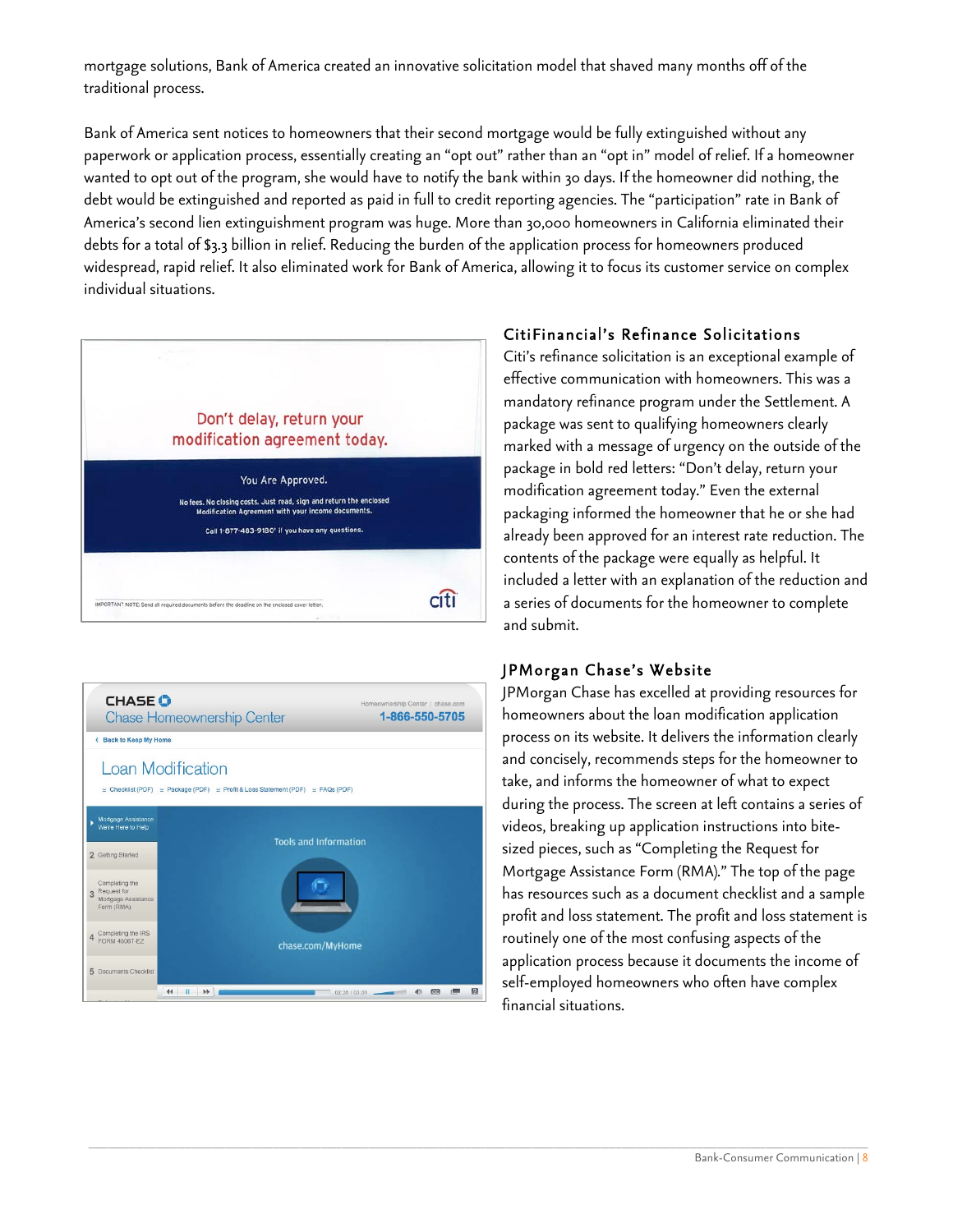mortgage solutions, Bank of America created an innovative solicitation model that shaved many months off of the traditional process.

Bank of America sent notices to homeowners that their second mortgage would be fully extinguished without any paperwork or application process, essentially creating an "opt out" rather than an "opt in" model of relief. If a homeowner wanted to opt out of the program, she would have to notify the bank within 30 days. If the homeowner did nothing, the debt would be extinguished and reported as paid in full to credit reporting agencies. The "participation" rate in Bank of America's second lien extinguishment program was huge. More than 30,000 homeowners in California eliminated their debts for a total of $3.3 billion in relief. Reducing the burden of the application process for homeowners produced widespread, rapid relief. It also eliminated work for Bank of America, allowing it to focus its customer service on complex individual situations.

Don't delay, return your modification agreement today.

You Are Approved.

No fees. No closing costs. Just read, sign and return the enclosed Modification Agreement with your income documents.

Call 1-877-483-9180 if you have any questions.

IMPORTANT NOTE: Send all required documents before the deadline on the enclosed cover letter.

citi

### CitiFinancial's Refinance Solicitations

Citi's refinance solicitation is an exceptional example of effective communication with homeowners. This was a mandatory refinance program under the Settlement. A package was sent to qualifying homeowners clearly marked with a message of urgency on the outside of the package in bold red letters: "Don't delay, return your modification agreement today." Even the external packaging informed the homeowner that he or she had already been approved for an interest rate reduction. The contents of the package were equally as helpful. It included a letter with an explanation of the reduction and a series of documents for the homeowner to complete and submit.

CHASE
Chase Homeownership Center
Homeownership Center | chase.com
1-866-550-5705

Back to Keep My Home

Loan Modification

Checklist (PDF) | Package (PDF) | Profit & Loss Statement (PDF) | FAQs (PDF)

Mortgage Assistance We're Here to Help
2 Getting Started
3 Completing the Request for Mortgage Assistance Form (RMA)
4 Completing the IRS FORM 4506T-EZ
5 Documents Checklist

Tools and Information

chase.com/MyHome

### JPMorgan Chase's Website

JPMorgan Chase has excelled at providing resources for homeowners about the loan modification application process on its website. It delivers the information clearly and concisely, recommends steps for the homeowner to take, and informs the homeowner of what to expect during the process. The screen at left contains a series of videos, breaking up application instructions into bite-sized pieces, such as "Completing the Request for Mortgage Assistance Form (RMA)." The top of the page has resources such as a document checklist and a sample profit and loss statement. The profit and loss statement is routinely one of the most confusing aspects of the application process because it documents the income of self-employed homeowners who often have complex financial situations.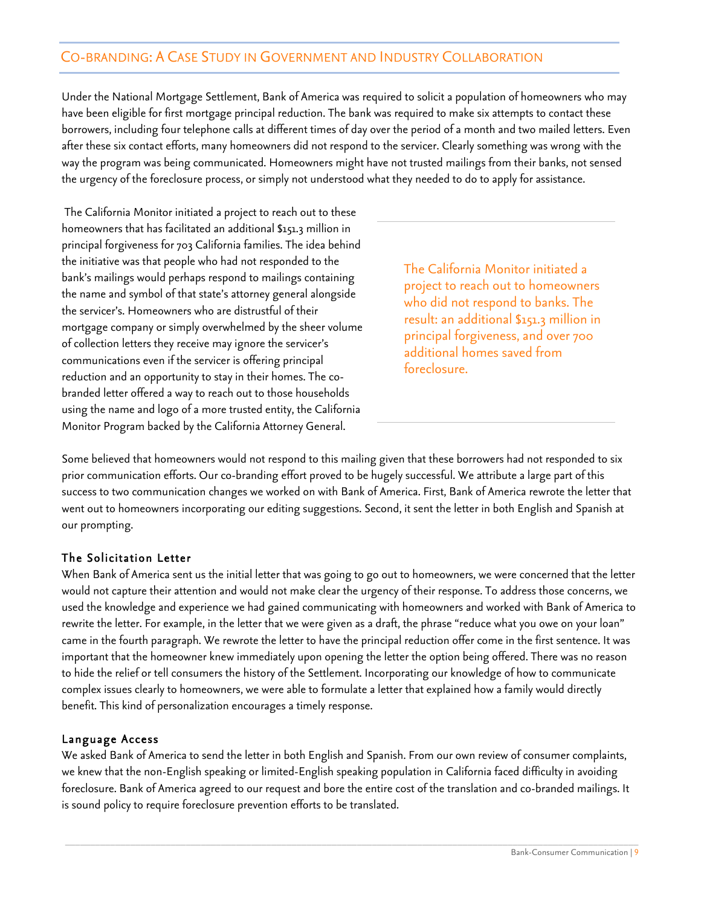## Co-branding: A Case Study in Government and Industry Collaboration

Under the National Mortgage Settlement, Bank of America was required to solicit a population of homeowners who may have been eligible for first mortgage principal reduction. The bank was required to make six attempts to contact these borrowers, including four telephone calls at different times of day over the period of a month and two mailed letters. Even after these six contact efforts, many homeowners did not respond to the servicer. Clearly something was wrong with the way the program was being communicated. Homeowners might have not trusted mailings from their banks, not sensed the urgency of the foreclosure process, or simply not understood what they needed to do to apply for assistance.

The California Monitor initiated a project to reach out to these homeowners that has facilitated an additional $151.3 million in principal forgiveness for 703 California families. The idea behind the initiative was that people who had not responded to the bank's mailings would perhaps respond to mailings containing the name and symbol of that state's attorney general alongside the servicer's. Homeowners who are distrustful of their mortgage company or simply overwhelmed by the sheer volume of collection letters they receive may ignore the servicer's communications even if the servicer is offering principal reduction and an opportunity to stay in their homes. The co-branded letter offered a way to reach out to those households using the name and logo of a more trusted entity, the California Monitor Program backed by the California Attorney General.

> The California Monitor initiated a project to reach out to homeowners who did not respond to banks. The result: an additional $151.3 million in principal forgiveness, and over 700 additional homes saved from foreclosure.

Some believed that homeowners would not respond to this mailing given that these borrowers had not responded to six prior communication efforts. Our co-branding effort proved to be hugely successful. We attribute a large part of this success to two communication changes we worked on with Bank of America. First, Bank of America rewrote the letter that went out to homeowners incorporating our editing suggestions. Second, it sent the letter in both English and Spanish at our prompting.

### The Solicitation Letter

When Bank of America sent us the initial letter that was going to go out to homeowners, we were concerned that the letter would not capture their attention and would not make clear the urgency of their response. To address those concerns, we used the knowledge and experience we had gained communicating with homeowners and worked with Bank of America to rewrite the letter. For example, in the letter that we were given as a draft, the phrase "reduce what you owe on your loan" came in the fourth paragraph. We rewrote the letter to have the principal reduction offer come in the first sentence. It was important that the homeowner knew immediately upon opening the letter the option being offered. There was no reason to hide the relief or tell consumers the history of the Settlement. Incorporating our knowledge of how to communicate complex issues clearly to homeowners, we were able to formulate a letter that explained how a family would directly benefit. This kind of personalization encourages a timely response.

### Language Access

We asked Bank of America to send the letter in both English and Spanish. From our own review of consumer complaints, we knew that the non-English speaking or limited-English speaking population in California faced difficulty in avoiding foreclosure. Bank of America agreed to our request and bore the entire cost of the translation and co-branded mailings. It is sound policy to require foreclosure prevention efforts to be translated.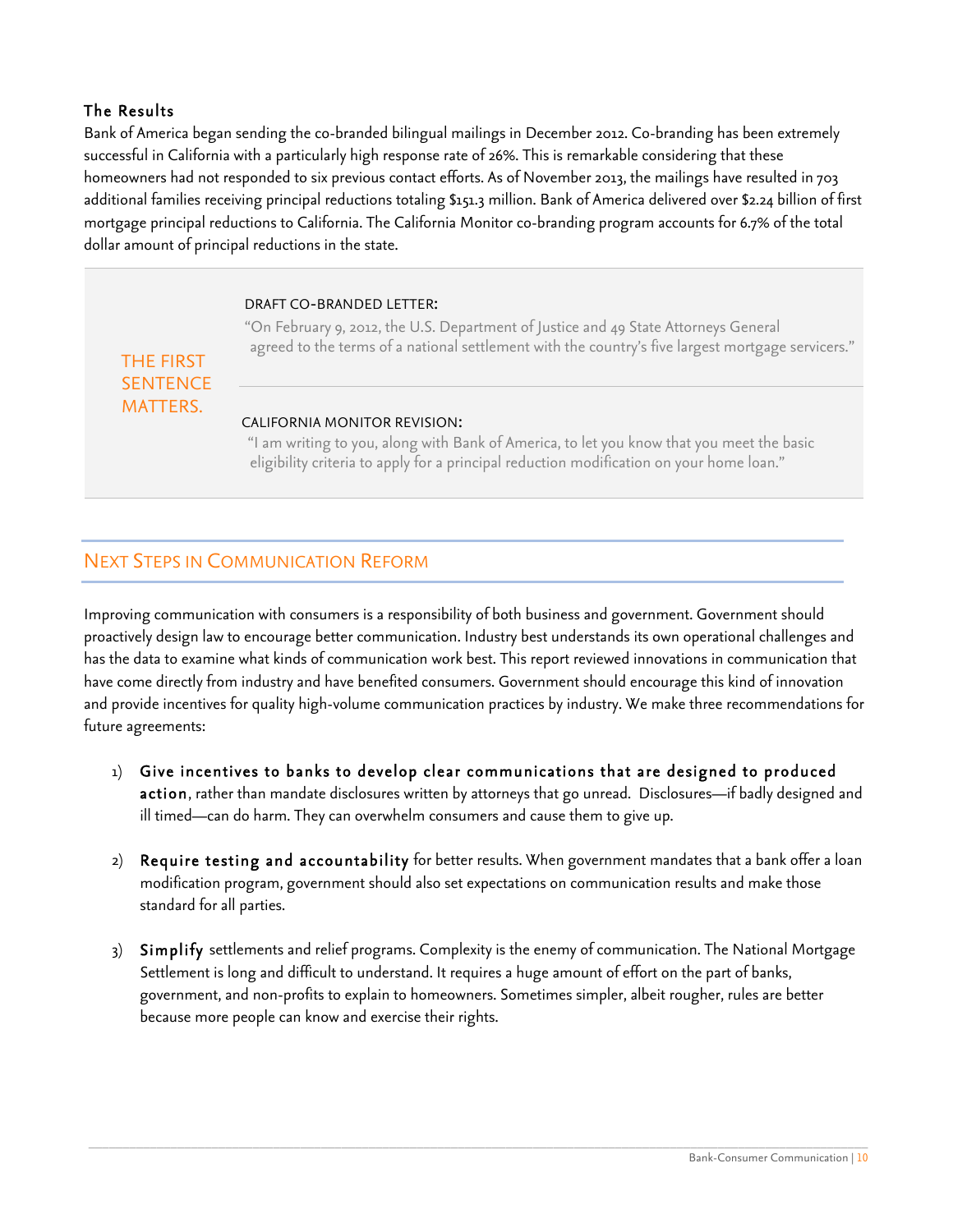### The Results

Bank of America began sending the co-branded bilingual mailings in December 2012. Co-branding has been extremely successful in California with a particularly high response rate of 26%. This is remarkable considering that these homeowners had not responded to six previous contact efforts. As of November 2013, the mailings have resulted in 703 additional families receiving principal reductions totaling $151.3 million. Bank of America delivered over $2.24 billion of first mortgage principal reductions to California. The California Monitor co-branding program accounts for 6.7% of the total dollar amount of principal reductions in the state.

> THE FIRST SENTENCE MATTERS.
>
> DRAFT CO-BRANDED LETTER:
>
> "On February 9, 2012, the U.S. Department of Justice and 49 State Attorneys General agreed to the terms of a national settlement with the country's five largest mortgage servicers."
>
> CALIFORNIA MONITOR REVISION:
>
> "I am writing to you, along with Bank of America, to let you know that you meet the basic eligibility criteria to apply for a principal reduction modification on your home loan."

## Next Steps in Communication Reform

Improving communication with consumers is a responsibility of both business and government. Government should proactively design law to encourage better communication. Industry best understands its own operational challenges and has the data to examine what kinds of communication work best. This report reviewed innovations in communication that have come directly from industry and have benefited consumers. Government should encourage this kind of innovation and provide incentives for quality high-volume communication practices by industry. We make three recommendations for future agreements:

1) **Give incentives to banks to develop clear communications that are designed to produced action**, rather than mandate disclosures written by attorneys that go unread. Disclosures—if badly designed and ill timed—can do harm. They can overwhelm consumers and cause them to give up.

2) **Require testing and accountability** for better results. When government mandates that a bank offer a loan modification program, government should also set expectations on communication results and make those standard for all parties.

3) **Simplify** settlements and relief programs. Complexity is the enemy of communication. The National Mortgage Settlement is long and difficult to understand. It requires a huge amount of effort on the part of banks, government, and non-profits to explain to homeowners. Sometimes simpler, albeit rougher, rules are better because more people can know and exercise their rights.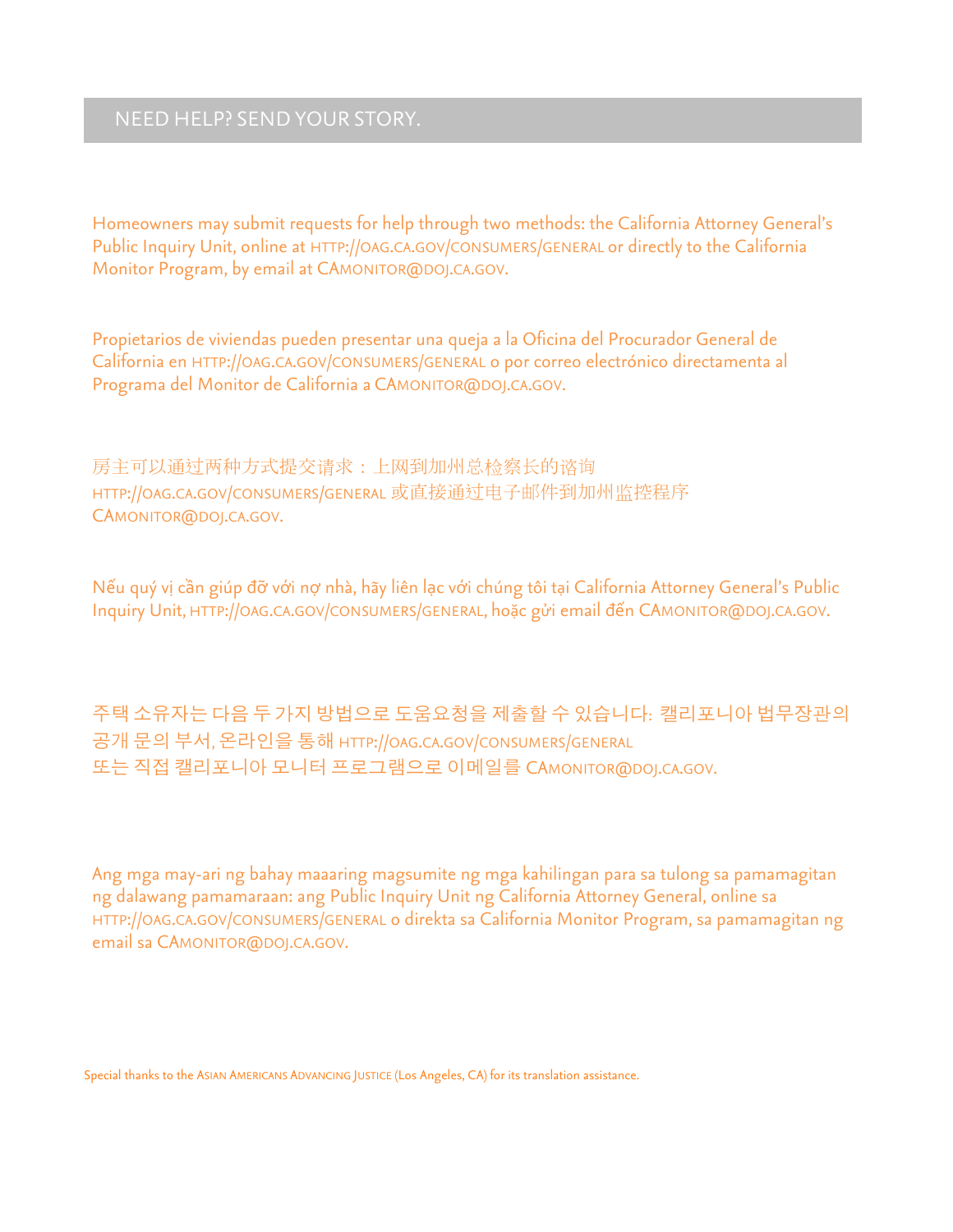## NEED HELP? SEND YOUR STORY.

Homeowners may submit requests for help through two methods: the California Attorney General's Public Inquiry Unit, online at HTTP://OAG.CA.GOV/CONSUMERS/GENERAL or directly to the California Monitor Program, by email at CAMONITOR@DOJ.CA.GOV.

Propietarios de viviendas pueden presentar una queja a la Oficina del Procurador General de California en HTTP://OAG.CA.GOV/CONSUMERS/GENERAL o por correo electrónico directamenta al Programa del Monitor de California a CAMONITOR@DOJ.CA.GOV.

房主可以通过两种方式提交请求：上网到加州总检察长的谘询 HTTP://OAG.CA.GOV/CONSUMERS/GENERAL 或直接通过电子邮件到加州监控程序 CAMONITOR@DOJ.CA.GOV.

Nếu quý vị cần giúp đỡ với nợ nhà, hãy liên lạc với chúng tôi tại California Attorney General's Public Inquiry Unit, HTTP://OAG.CA.GOV/CONSUMERS/GENERAL, hoặc gửi email đến CAMONITOR@DOJ.CA.GOV.

주택 소유자는 다음 두 가지 방법으로 도움요청을 제출할 수 있습니다: 캘리포니아 법무장관의 공개 문의 부서, 온라인을 통해 HTTP://OAG.CA.GOV/CONSUMERS/GENERAL 또는 직접 캘리포니아 모니터 프로그램으로 이메일를 CAMONITOR@DOJ.CA.GOV.

Ang mga may-ari ng bahay maaaring magsumite ng mga kahilingan para sa tulong sa pamamagitan ng dalawang pamamaraan: ang Public Inquiry Unit ng California Attorney General, online sa HTTP://OAG.CA.GOV/CONSUMERS/GENERAL o direkta sa California Monitor Program, sa pamamagitan ng email sa CAMONITOR@DOJ.CA.GOV.

Special thanks to the ASIAN AMERICANS ADVANCING JUSTICE (Los Angeles, CA) for its translation assistance.